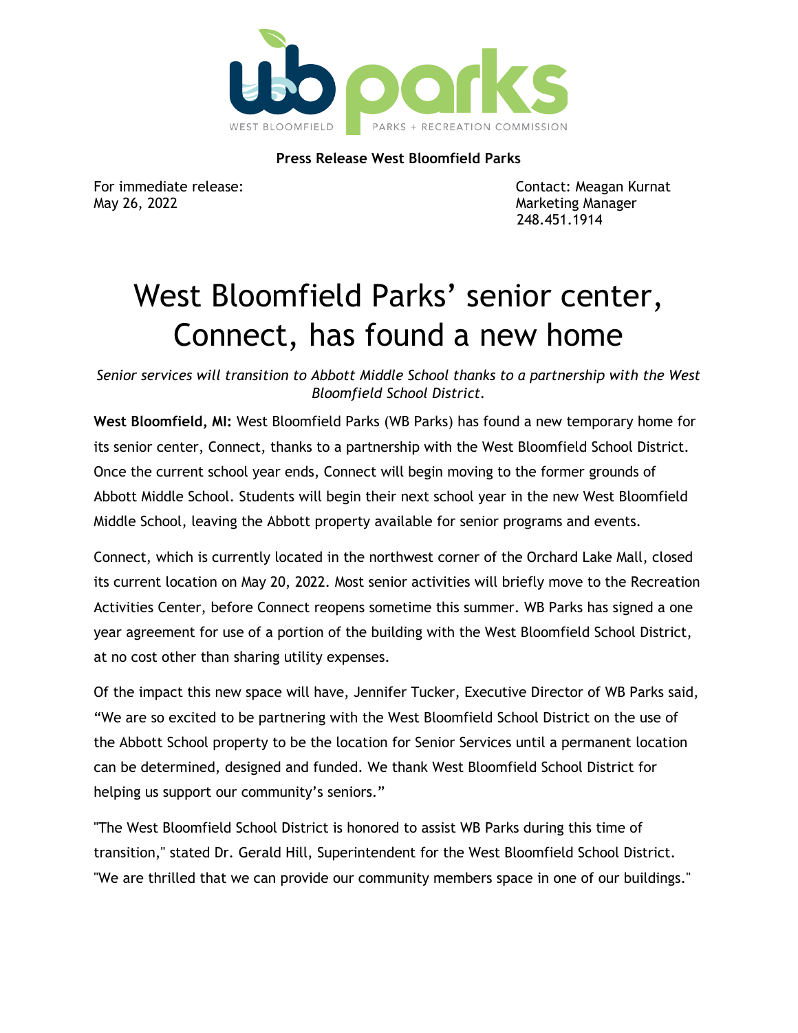WEST BLOOMFIELD PARKS + RECREATION COMMISSION

**Press Release West Bloomfield Parks**

For immediate release:
May 26, 2022

Contact: Meagan Kurnat
Marketing Manager
248.451.1914

# West Bloomfield Parks' senior center, Connect, has found a new home

*Senior services will transition to Abbott Middle School thanks to a partnership with the West Bloomfield School District.*

**West Bloomfield, MI:** West Bloomfield Parks (WB Parks) has found a new temporary home for its senior center, Connect, thanks to a partnership with the West Bloomfield School District. Once the current school year ends, Connect will begin moving to the former grounds of Abbott Middle School. Students will begin their next school year in the new West Bloomfield Middle School, leaving the Abbott property available for senior programs and events.

Connect, which is currently located in the northwest corner of the Orchard Lake Mall, closed its current location on May 20, 2022. Most senior activities will briefly move to the Recreation Activities Center, before Connect reopens sometime this summer. WB Parks has signed a one year agreement for use of a portion of the building with the West Bloomfield School District, at no cost other than sharing utility expenses.

Of the impact this new space will have, Jennifer Tucker, Executive Director of WB Parks said, "We are so excited to be partnering with the West Bloomfield School District on the use of the Abbott School property to be the location for Senior Services until a permanent location can be determined, designed and funded. We thank West Bloomfield School District for helping us support our community's seniors."

"The West Bloomfield School District is honored to assist WB Parks during this time of transition," stated Dr. Gerald Hill, Superintendent for the West Bloomfield School District. "We are thrilled that we can provide our community members space in one of our buildings."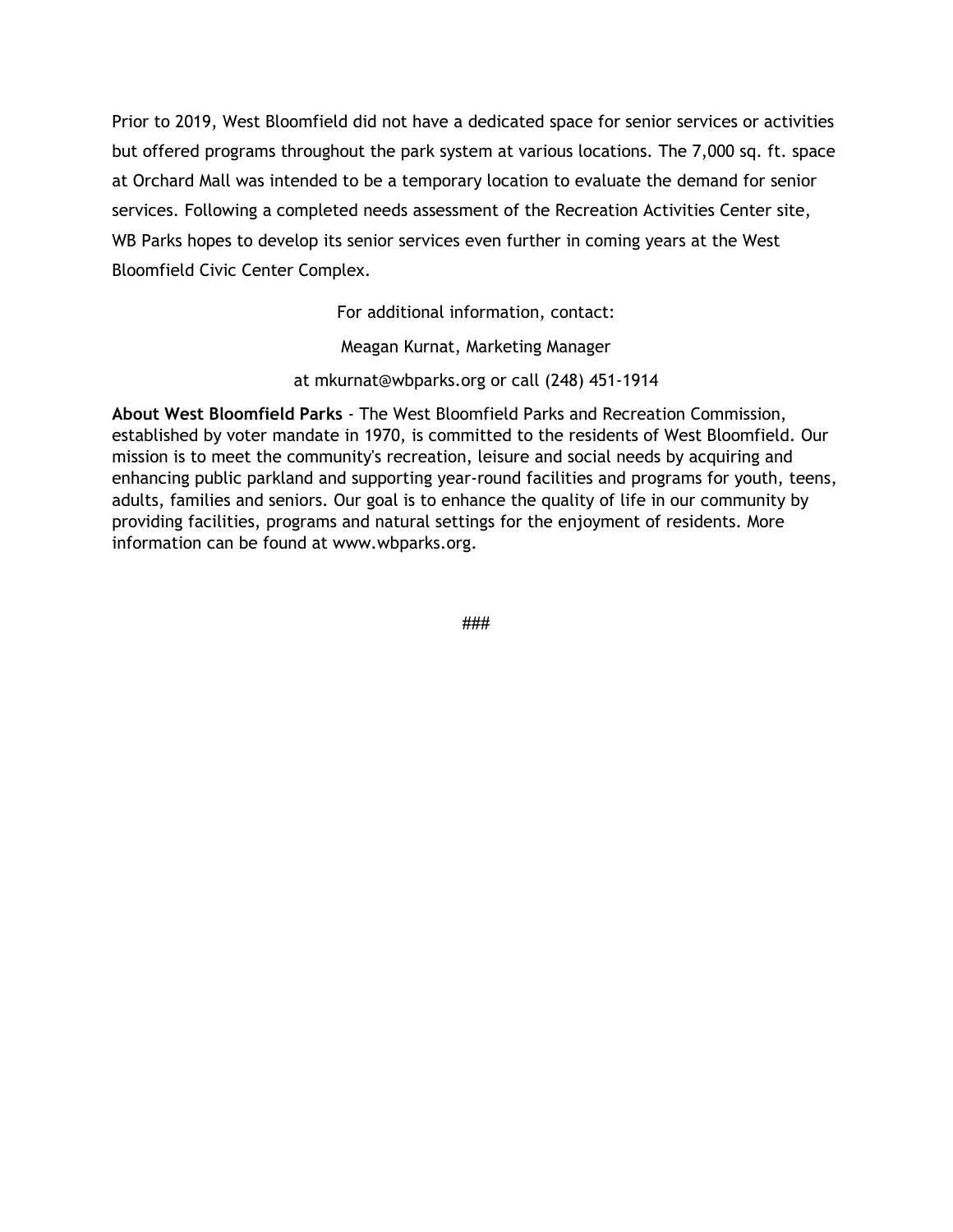Prior to 2019, West Bloomfield did not have a dedicated space for senior services or activities but offered programs throughout the park system at various locations. The 7,000 sq. ft. space at Orchard Mall was intended to be a temporary location to evaluate the demand for senior services. Following a completed needs assessment of the Recreation Activities Center site, WB Parks hopes to develop its senior services even further in coming years at the West Bloomfield Civic Center Complex.

For additional information, contact:

Meagan Kurnat, Marketing Manager

at mkurnat@wbparks.org or call (248) 451-1914

**About West Bloomfield Parks** - The West Bloomfield Parks and Recreation Commission, established by voter mandate in 1970, is committed to the residents of West Bloomfield. Our mission is to meet the community's recreation, leisure and social needs by acquiring and enhancing public parkland and supporting year-round facilities and programs for youth, teens, adults, families and seniors. Our goal is to enhance the quality of life in our community by providing facilities, programs and natural settings for the enjoyment of residents. More information can be found at www.wbparks.org.

###